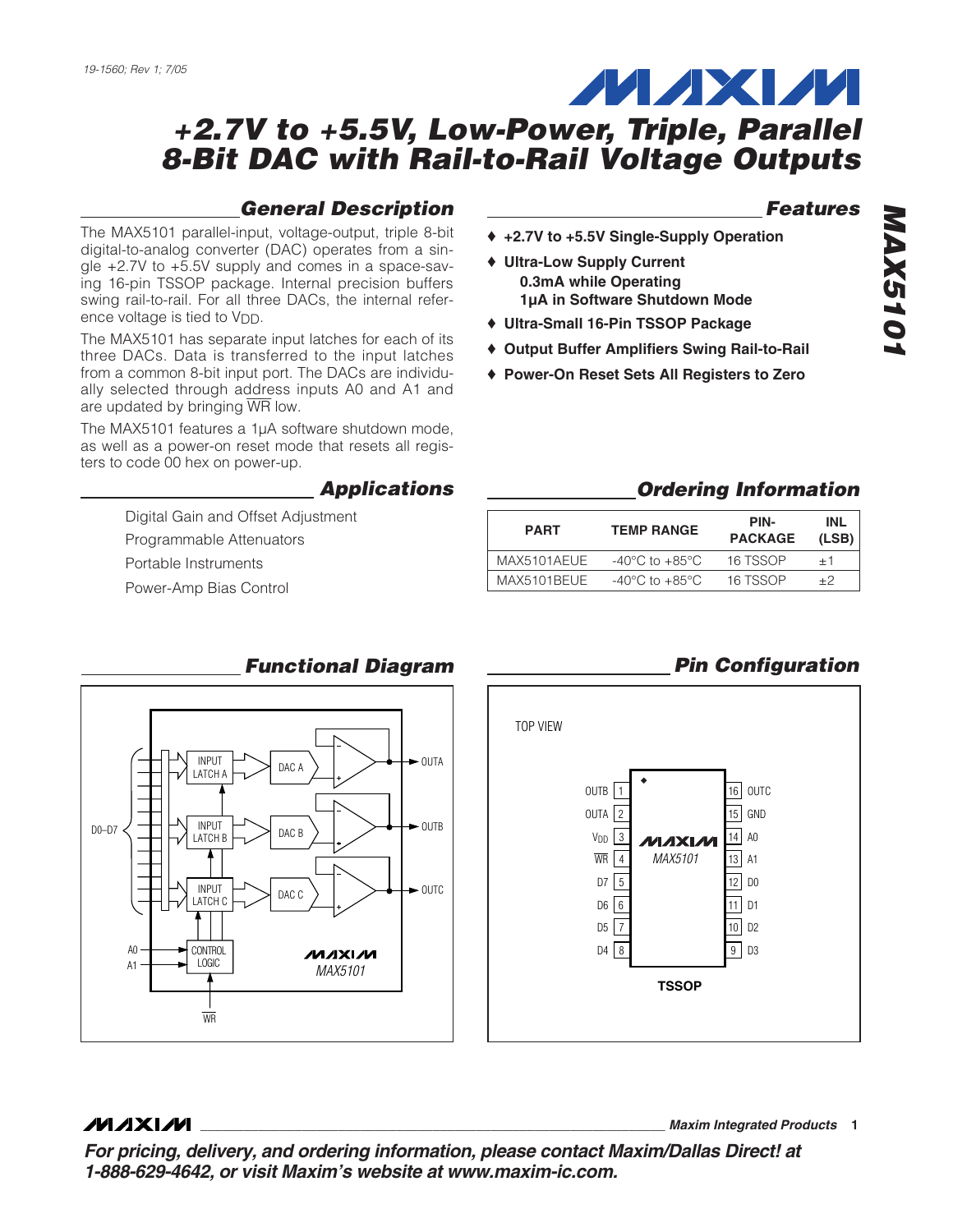# +2.7V to +5.5V, Low-Power, Triple, Parallel 8-Bit DAC with Rail-to-Rail Voltage Outputs

## General Description

The MAX5101 parallel-input, voltage-output, triple 8-bit digital-to-analog converter (DAC) operates from a single +2.7V to +5.5V supply and comes in a space-saving 16-pin TSSOP package. Internal precision buffers swing rail-to-rail. For all three DACs, the internal reference voltage is tied to $V_{DD}$.

The MAX5101 has separate input latches for each of its three DACs. Data is transferred to the input latches from a common 8-bit input port. The DACs are individually selected through address inputs A0 and A1 and are updated by bringing $\overline{WR}$ low.

The MAX5101 features a 1µA software shutdown mode, as well as a power-on reset mode that resets all registers to code 00 hex on power-up.

## Features

- ♦ +2.7V to +5.5V Single-Supply Operation
- ♦ Ultra-Low Supply Current
  - 0.3mA while Operating
  - 1µA in Software Shutdown Mode
- ♦ Ultra-Small 16-Pin TSSOP Package
- ♦ Output Buffer Amplifiers Swing Rail-to-Rail
- ♦ Power-On Reset Sets All Registers to Zero

## Applications

Digital Gain and Offset Adjustment

Programmable Attenuators

Portable Instruments

Power-Amp Bias Control

## Ordering Information

| PART | TEMP RANGE | PIN-PACKAGE | INL (LSB) |
|---|---|---|---|
| MAX5101AEUE | -40°C to +85°C | 16 TSSOP | ±1 |
| MAX5101BEUE | -40°C to +85°C | 16 TSSOP | ±2 |

## Functional Diagram

D0–D7 → INPUT LATCH A → DAC A → OUTA; INPUT LATCH B → DAC B → OUTB; INPUT LATCH C → DAC C → OUTC; A0, A1 → CONTROL LOGIC ← $\overline{WR}$. MAX5101

## Pin Configuration

TOP VIEW

| Pin | Name | Pin | Name |
|---|---|---|---|
| 1 | OUTB | 16 | OUTC |
| 2 | OUTA | 15 | GND |
| 3 | $V_{DD}$ | 14 | A0 |
| 4 | $\overline{WR}$ | 13 | A1 |
| 5 | D7 | 12 | D0 |
| 6 | D6 | 11 | D1 |
| 7 | D5 | 10 | D2 |
| 8 | D4 | 9 | D3 |

TSSOP

*For pricing, delivery, and ordering information, please contact Maxim/Dallas Direct! at 1-888-629-4642, or visit Maxim's website at www.maxim-ic.com.*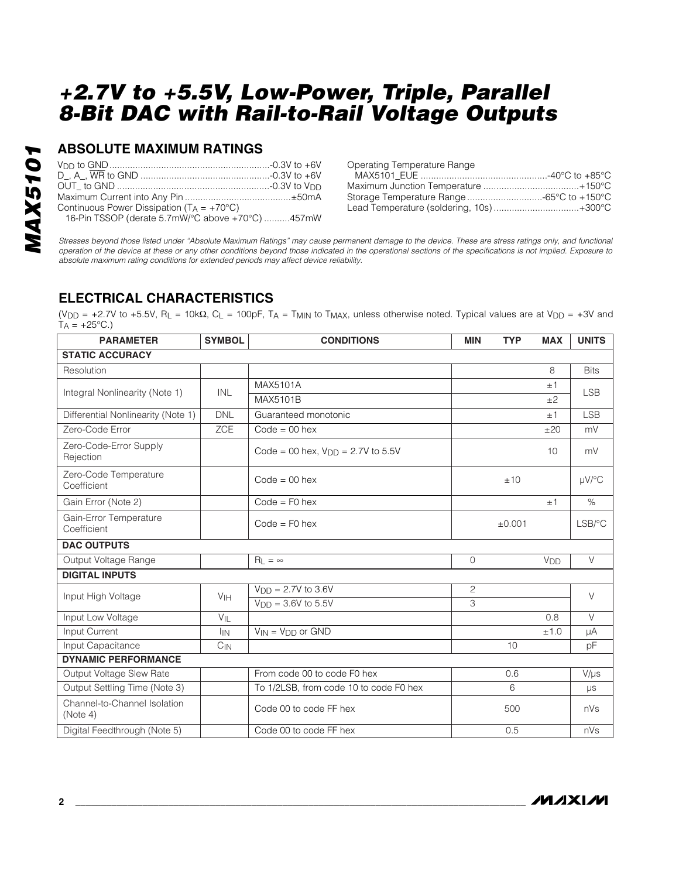## ABSOLUTE MAXIMUM RATINGS

$V_{DD}$ to GND ..............................................................-0.3V to +6V
D_, A_, $\overline{WR}$ to GND ..................................................-0.3V to +6V
OUT_ to GND ..........................................................-0.3V to $V_{DD}$
Maximum Current into Any Pin .........................................±50mA
Continuous Power Dissipation ($T_A$ = +70°C)
  16-Pin TSSOP (derate 5.7mW/°C above +70°C) ..........457mW

Operating Temperature Range
  MAX5101_EUE ................................................-40°C to +85°C
Maximum Junction Temperature .....................................+150°C
Storage Temperature Range .............................-65°C to +150°C
Lead Temperature (soldering, 10s) .................................+300°C

*Stresses beyond those listed under "Absolute Maximum Ratings" may cause permanent damage to the device. These are stress ratings only, and functional operation of the device at these or any other conditions beyond those indicated in the operational sections of the specifications is not implied. Exposure to absolute maximum rating conditions for extended periods may affect device reliability.*

## ELECTRICAL CHARACTERISTICS

($V_{DD}$ = +2.7V to +5.5V, $R_L$ = 10kΩ, $C_L$ = 100pF, $T_A$ = $T_{MIN}$ to $T_{MAX}$, unless otherwise noted. Typical values are at $V_{DD}$ = +3V and $T_A$ = +25°C.)

| PARAMETER | SYMBOL | CONDITIONS | MIN | TYP | MAX | UNITS |
|---|---|---|---|---|---|---|
| **STATIC ACCURACY** | | | | | | |
| Resolution | | | | | 8 | Bits |
| Integral Nonlinearity (Note 1) | INL | MAX5101A | | | ±1 | LSB |
| | | MAX5101B | | | ±2 | |
| Differential Nonlinearity (Note 1) | DNL | Guaranteed monotonic | | | ±1 | LSB |
| Zero-Code Error | ZCE | Code = 00 hex | | | ±20 | mV |
| Zero-Code-Error Supply Rejection | | Code = 00 hex, $V_{DD}$ = 2.7V to 5.5V | | | 10 | mV |
| Zero-Code Temperature Coefficient | | Code = 00 hex | | ±10 | | µV/°C |
| Gain Error (Note 2) | | Code = F0 hex | | | ±1 | % |
| Gain-Error Temperature Coefficient | | Code = F0 hex | | ±0.001 | | LSB/°C |
| **DAC OUTPUTS** | | | | | | |
| Output Voltage Range | | $R_L$ = ∞ | 0 | | $V_{DD}$ | V |
| **DIGITAL INPUTS** | | | | | | |
| Input High Voltage | $V_{IH}$ | $V_{DD}$ = 2.7V to 3.6V | 2 | | | V |
| | | $V_{DD}$ = 3.6V to 5.5V | 3 | | | |
| Input Low Voltage | $V_{IL}$ | | | | 0.8 | V |
| Input Current | $I_{IN}$ | $V_{IN}$ = $V_{DD}$ or GND | | | ±1.0 | µA |
| Input Capacitance | $C_{IN}$ | | | 10 | | pF |
| **DYNAMIC PERFORMANCE** | | | | | | |
| Output Voltage Slew Rate | | From code 00 to code F0 hex | | 0.6 | | V/µs |
| Output Settling Time (Note 3) | | To 1/2LSB, from code 10 to code F0 hex | | 6 | | µs |
| Channel-to-Channel Isolation (Note 4) | | Code 00 to code FF hex | | 500 | | nVs |
| Digital Feedthrough (Note 5) | | Code 00 to code FF hex | | 0.5 | | nVs |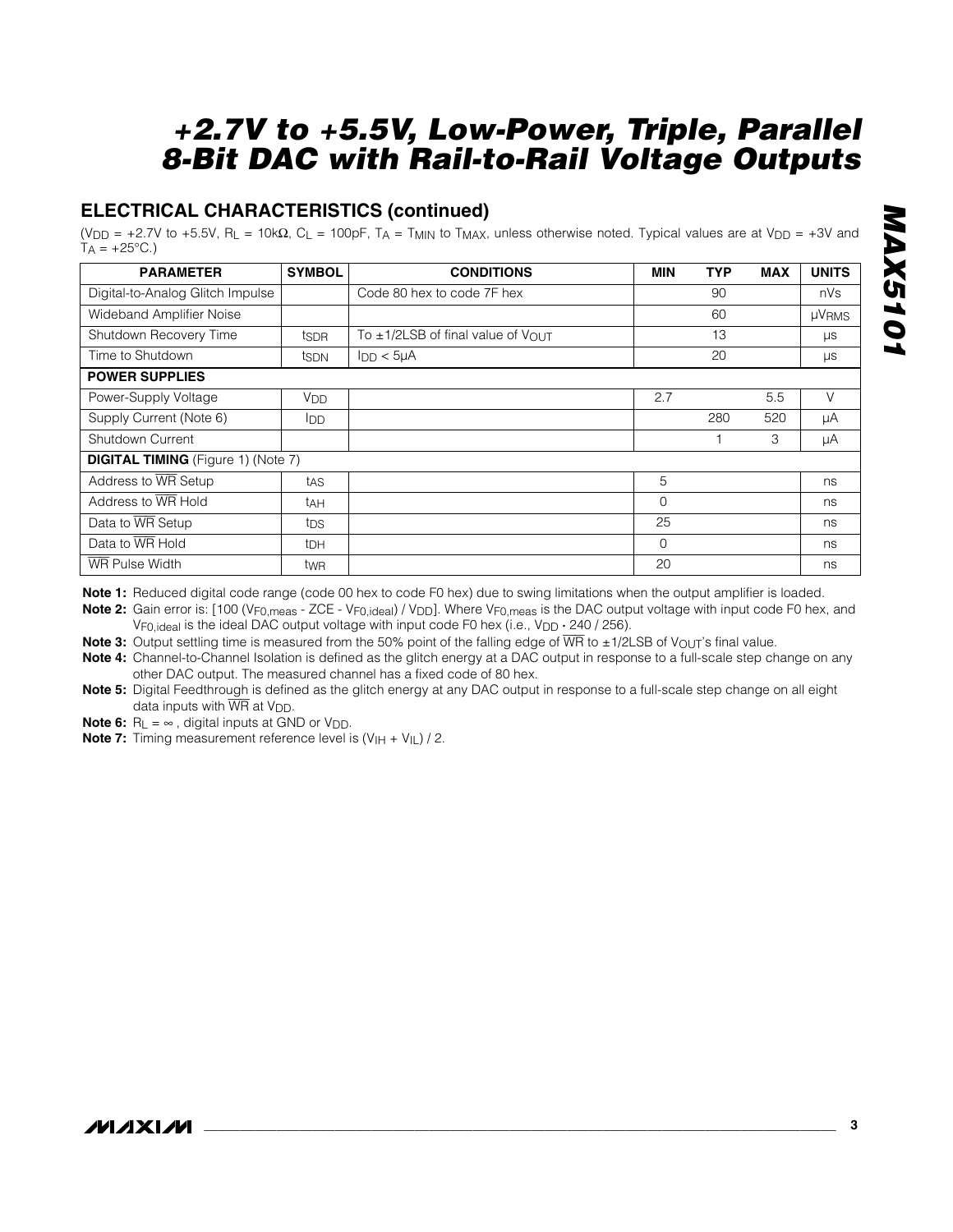## ELECTRICAL CHARACTERISTICS (continued)

($V_{DD}$ = +2.7V to +5.5V, $R_L$ = 10kΩ, $C_L$ = 100pF, $T_A$ = $T_{MIN}$ to $T_{MAX}$, unless otherwise noted. Typical values are at $V_{DD}$ = +3V and $T_A$ = +25°C.)

| PARAMETER | SYMBOL | CONDITIONS | MIN | TYP | MAX | UNITS |
|---|---|---|---|---|---|---|
| Digital-to-Analog Glitch Impulse | | Code 80 hex to code 7F hex | | 90 | | nVs |
| Wideband Amplifier Noise | | | | 60 | | $\mu V_{RMS}$ |
| Shutdown Recovery Time | $t_{SDR}$ | To ±1/2LSB of final value of $V_{OUT}$ | | 13 | | µs |
| Time to Shutdown | $t_{SDN}$ | $I_{DD}$ < 5µA | | 20 | | µs |
| **POWER SUPPLIES** | | | | | | |
| Power-Supply Voltage | $V_{DD}$ | | 2.7 | | 5.5 | V |
| Supply Current (Note 6) | $I_{DD}$ | | | 280 | 520 | µA |
| Shutdown Current | | | | 1 | 3 | µA |
| **DIGITAL TIMING** (Figure 1) (Note 7) | | | | | | |
| Address to $\overline{WR}$ Setup | $t_{AS}$ | | 5 | | | ns |
| Address to $\overline{WR}$ Hold | $t_{AH}$ | | 0 | | | ns |
| Data to $\overline{WR}$ Setup | $t_{DS}$ | | 25 | | | ns |
| Data to $\overline{WR}$ Hold | $t_{DH}$ | | 0 | | | ns |
| $\overline{WR}$ Pulse Width | $t_{WR}$ | | 20 | | | ns |

**Note 1:** Reduced digital code range (code 00 hex to code F0 hex) due to swing limitations when the output amplifier is loaded.

**Note 2:** Gain error is: [100 ($V_{F0,meas}$ - ZCE - $V_{F0,ideal}$) / $V_{DD}$]. Where $V_{F0,meas}$ is the DAC output voltage with input code F0 hex, and $V_{F0,ideal}$ is the ideal DAC output voltage with input code F0 hex (i.e., $V_{DD} \cdot 240 / 256$).

**Note 3:** Output settling time is measured from the 50% point of the falling edge of $\overline{WR}$ to ±1/2LSB of $V_{OUT}$'s final value.

**Note 4:** Channel-to-Channel Isolation is defined as the glitch energy at a DAC output in response to a full-scale step change on any other DAC output. The measured channel has a fixed code of 80 hex.

**Note 5:** Digital Feedthrough is defined as the glitch energy at any DAC output in response to a full-scale step change on all eight data inputs with $\overline{WR}$ at $V_{DD}$.

**Note 6:** $R_L = \infty$, digital inputs at GND or $V_{DD}$.

**Note 7:** Timing measurement reference level is $(V_{IH} + V_{IL}) / 2$.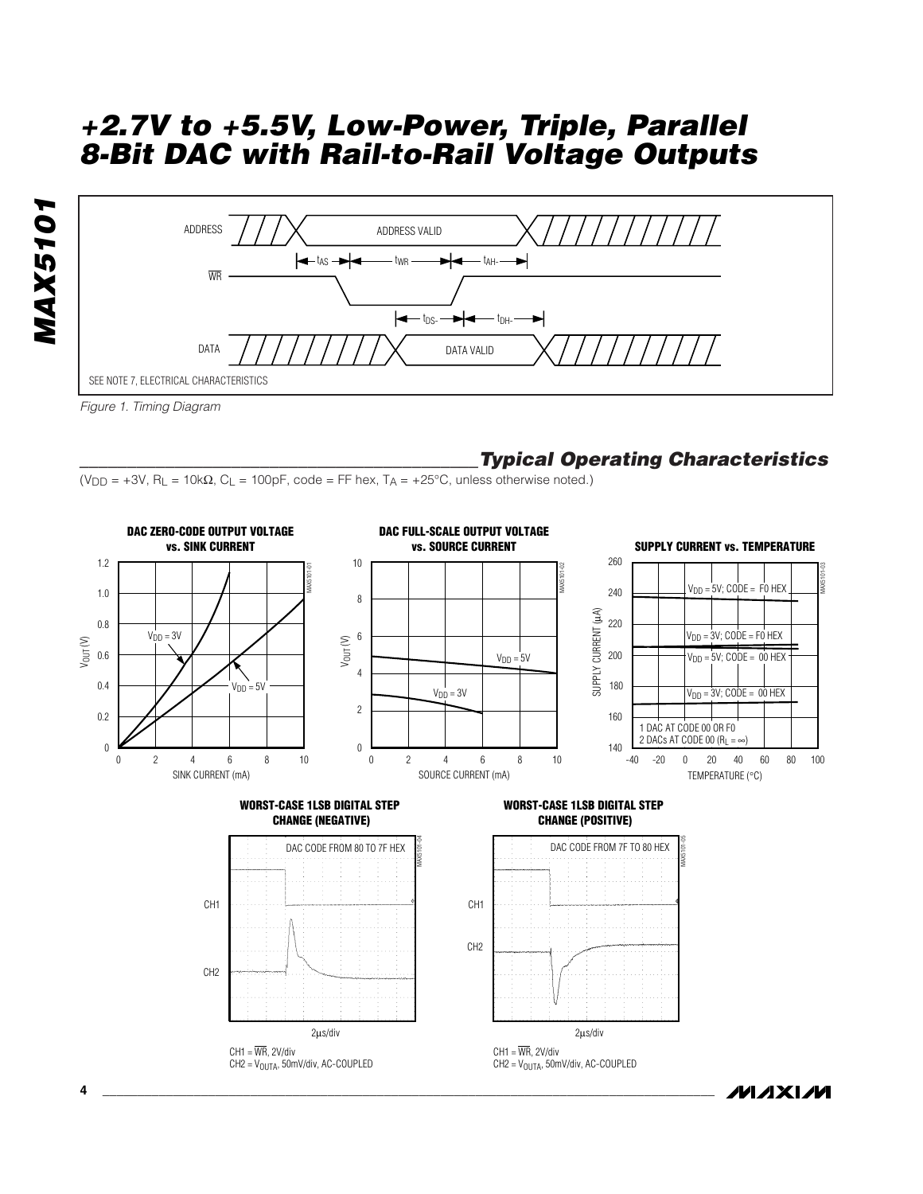# +2.7V to +5.5V, Low-Power, Triple, Parallel 8-Bit DAC with Rail-to-Rail Voltage Outputs

ADDRESS — ADDRESS VALID

$\overline{WR}$ — $t_{AS}$, $t_{WR}$, $t_{AH}$

DATA — DATA VALID — $t_{DS}$, $t_{DH}$

SEE NOTE 7, ELECTRICAL CHARACTERISTICS

*Figure 1. Timing Diagram*

## Typical Operating Characteristics

($V_{DD}$ = +3V, $R_L$ = 10kΩ, $C_L$ = 100pF, code = FF hex, $T_A$ = +25°C, unless otherwise noted.)

**DAC ZERO-CODE OUTPUT VOLTAGE vs. SINK CURRENT**

**DAC FULL-SCALE OUTPUT VOLTAGE vs. SOURCE CURRENT**

**SUPPLY CURRENT vs. TEMPERATURE**

1 DAC AT CODE 00 OR F0
2 DACs AT CODE 00 ($R_L$ = ∞)

**WORST-CASE 1LSB DIGITAL STEP CHANGE (NEGATIVE)**

DAC CODE FROM 80 TO 7F HEX

2µs/div

CH1 = $\overline{WR}$, 2V/div
CH2 = $V_{OUTA}$, 50mV/div, AC-COUPLED

**WORST-CASE 1LSB DIGITAL STEP CHANGE (POSITIVE)**

DAC CODE FROM 7F TO 80 HEX

2µs/div

CH1 = $\overline{WR}$, 2V/div
CH2 = $V_{OUTA}$, 50mV/div, AC-COUPLED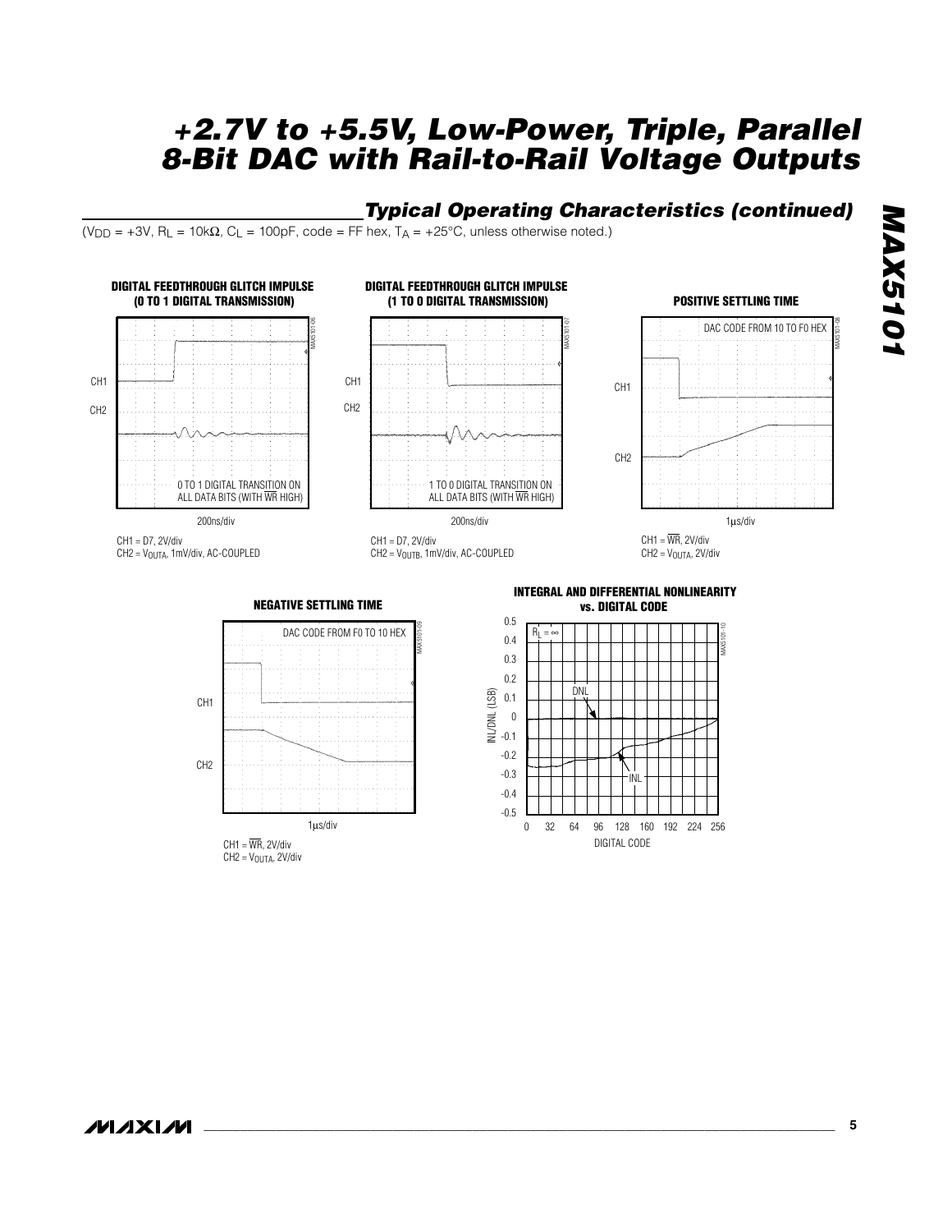## Typical Operating Characteristics (continued)

($V_{DD}$ = +3V, $R_L$ = 10kΩ, $C_L$ = 100pF, code = FF hex, $T_A$ = +25°C, unless otherwise noted.)

**DIGITAL FEEDTHROUGH GLITCH IMPULSE (0 TO 1 DIGITAL TRANSMISSION)**

0 TO 1 DIGITAL TRANSITION ON ALL DATA BITS (WITH $\overline{WR}$ HIGH)

200ns/div

CH1 = D7, 2V/div
CH2 = $V_{OUTA}$, 1mV/div, AC-COUPLED

**DIGITAL FEEDTHROUGH GLITCH IMPULSE (1 TO 0 DIGITAL TRANSMISSION)**

1 TO 0 DIGITAL TRANSITION ON ALL DATA BITS (WITH $\overline{WR}$ HIGH)

200ns/div

CH1 = D7, 2V/div
CH2 = $V_{OUTB}$, 1mV/div, AC-COUPLED

**POSITIVE SETTLING TIME**

DAC CODE FROM 10 TO F0 HEX

1µs/div

CH1 = $\overline{WR}$, 2V/div
CH2 = $V_{OUTA}$, 2V/div

**NEGATIVE SETTLING TIME**

DAC CODE FROM F0 TO 10 HEX

1µs/div

CH1 = $\overline{WR}$, 2V/div
CH2 = $V_{OUTA}$, 2V/div

**INTEGRAL AND DIFFERENTIAL NONLINEARITY vs. DIGITAL CODE**

$R_L = \infty$

INL/DNL (LSB) vs. DIGITAL CODE (0 to 256)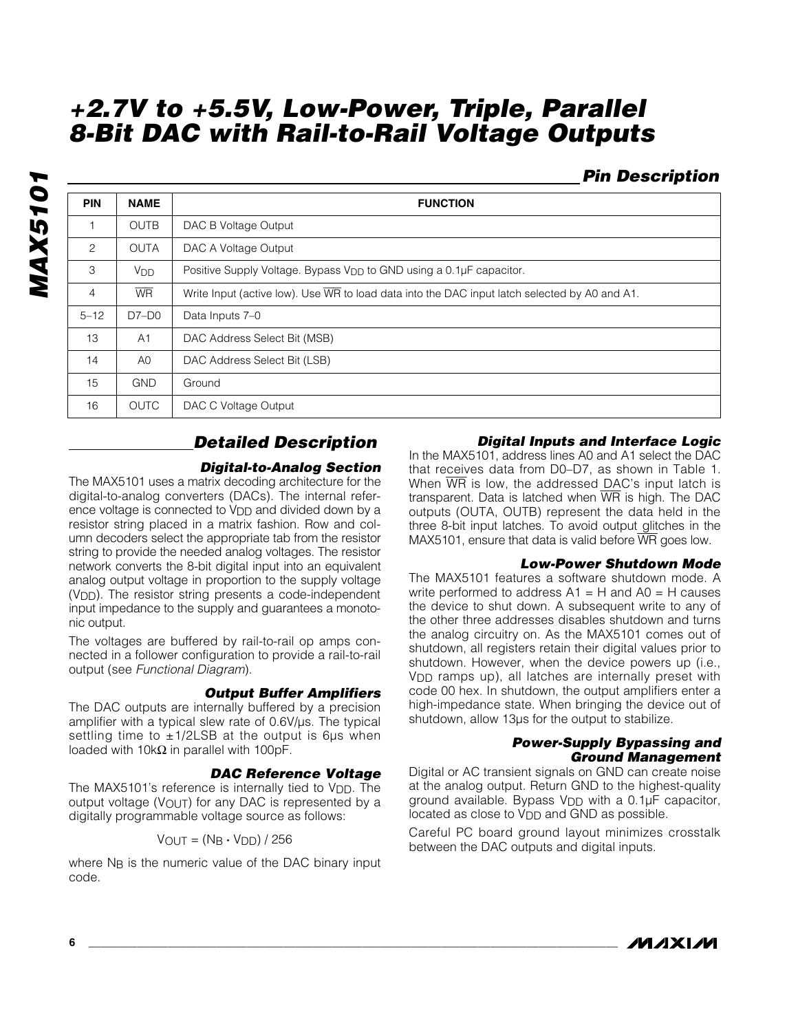# +2.7V to +5.5V, Low-Power, Triple, Parallel 8-Bit DAC with Rail-to-Rail Voltage Outputs

## Pin Description

| PIN | NAME | FUNCTION |
|---|---|---|
| 1 | OUTB | DAC B Voltage Output |
| 2 | OUTA | DAC A Voltage Output |
| 3 | $V_{DD}$ | Positive Supply Voltage. Bypass $V_{DD}$ to GND using a 0.1µF capacitor. |
| 4 | $\overline{WR}$ | Write Input (active low). Use $\overline{WR}$ to load data into the DAC input latch selected by A0 and A1. |
| 5–12 | D7–D0 | Data Inputs 7–0 |
| 13 | A1 | DAC Address Select Bit (MSB) |
| 14 | A0 | DAC Address Select Bit (LSB) |
| 15 | GND | Ground |
| 16 | OUTC | DAC C Voltage Output |

## Detailed Description

### Digital-to-Analog Section

The MAX5101 uses a matrix decoding architecture for the digital-to-analog converters (DACs). The internal reference voltage is connected to $V_{DD}$ and divided down by a resistor string placed in a matrix fashion. Row and column decoders select the appropriate tab from the resistor string to provide the needed analog voltages. The resistor network converts the 8-bit digital input into an equivalent analog output voltage in proportion to the supply voltage ($V_{DD}$). The resistor string presents a code-independent input impedance to the supply and guarantees a monotonic output.

The voltages are buffered by rail-to-rail op amps connected in a follower configuration to provide a rail-to-rail output (see *Functional Diagram*).

### Output Buffer Amplifiers

The DAC outputs are internally buffered by a precision amplifier with a typical slew rate of 0.6V/µs. The typical settling time to ±1/2LSB at the output is 6µs when loaded with 10kΩ in parallel with 100pF.

### DAC Reference Voltage

The MAX5101's reference is internally tied to $V_{DD}$. The output voltage ($V_{OUT}$) for any DAC is represented by a digitally programmable voltage source as follows:

$$V_{OUT} = (N_B \cdot V_{DD}) / 256$$

where $N_B$ is the numeric value of the DAC binary input code.

### Digital Inputs and Interface Logic

In the MAX5101, address lines A0 and A1 select the DAC that receives data from D0–D7, as shown in Table 1. When $\overline{WR}$ is low, the addressed DAC's input latch is transparent. Data is latched when $\overline{WR}$ is high. The DAC outputs (OUTA, OUTB) represent the data held in the three 8-bit input latches. To avoid output glitches in the MAX5101, ensure that data is valid before $\overline{WR}$ goes low.

### Low-Power Shutdown Mode

The MAX5101 features a software shutdown mode. A write performed to address A1 = H and A0 = H causes the device to shut down. A subsequent write to any of the other three addresses disables shutdown and turns the analog circuitry on. As the MAX5101 comes out of shutdown, all registers retain their digital values prior to shutdown. However, when the device powers up (i.e., $V_{DD}$ ramps up), all latches are internally preset with code 00 hex. In shutdown, the output amplifiers enter a high-impedance state. When bringing the device out of shutdown, allow 13µs for the output to stabilize.

### Power-Supply Bypassing and Ground Management

Digital or AC transient signals on GND can create noise at the analog output. Return GND to the highest-quality ground available. Bypass $V_{DD}$ with a 0.1µF capacitor, located as close to $V_{DD}$ and GND as possible.

Careful PC board ground layout minimizes crosstalk between the DAC outputs and digital inputs.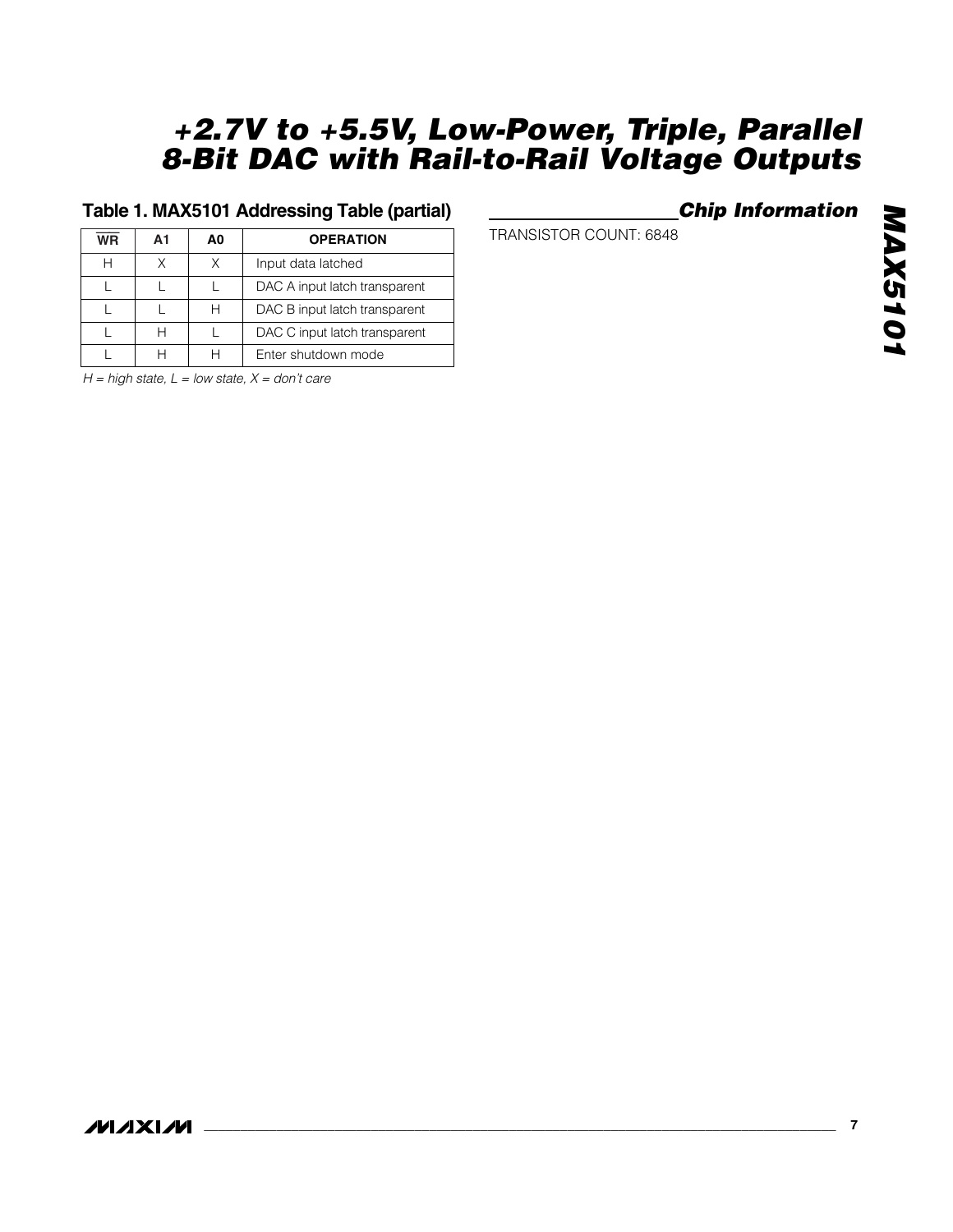## Table 1. MAX5101 Addressing Table (partial)

| $\overline{WR}$ | A1 | A0 | OPERATION |
|---|---|---|---|
| H | X | X | Input data latched |
| L | L | L | DAC A input latch transparent |
| L | L | H | DAC B input latch transparent |
| L | H | L | DAC C input latch transparent |
| L | H | H | Enter shutdown mode |

*H = high state, L = low state, X = don't care*

## Chip Information

TRANSISTOR COUNT: 6848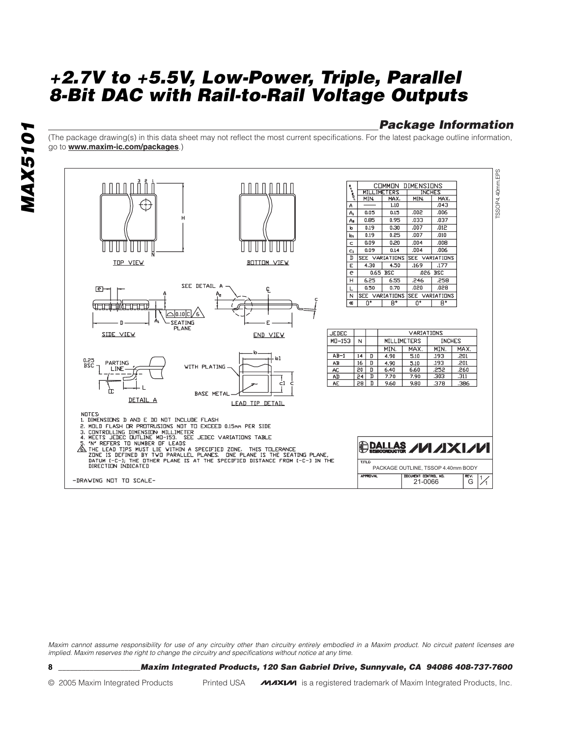## Package Information

(The package drawing(s) in this data sheet may not reflect the most current specifications. For the latest package outline information, go to **www.maxim-ic.com/packages**.)

TSSOP4.40mm.EPS

TOP VIEW

BOTTOM VIEW

SIDE VIEW

END VIEW

DETAIL A

LEAD TIP DETAIL

| SYMBOL | COMMON DIMENSIONS | | | |
|---|---|---|---|---|
| | MILLIMETERS | | INCHES | |
| | MIN. | MAX. | MIN. | MAX. |
| A | — | 1.10 | | .043 |
| A1 | 0.05 | 0.15 | .002 | .006 |
| A2 | 0.85 | 0.95 | .033 | .037 |
| b | 0.19 | 0.30 | .007 | .012 |
| b1 | 0.19 | 0.25 | .007 | .010 |
| c | 0.09 | 0.20 | .004 | .008 |
| c1 | 0.09 | 0.14 | .004 | .006 |
| D | SEE VARIATIONS | | SEE VARIATIONS | |
| E | 4.30 | 4.50 | .169 | .177 |
| e | 0.65 BSC | | .026 BSC | |
| H | 6.25 | 6.55 | .246 | .258 |
| L | 0.50 | 0.70 | .020 | .028 |
| N | SEE VARIATIONS | | SEE VARIATIONS | |
| α | 0° | 8° | 0° | 8° |

| JEDEC | | | VARIATIONS | | | |
|---|---|---|---|---|---|---|
| MO-153 | N | | MILLIMETERS | | INCHES | |
| | | | MIN. | MAX. | MIN. | MAX. |
| AB-1 | 14 | D | 4.90 | 5.10 | .193 | .201 |
| AB | 16 | D | 4.90 | 5.10 | .193 | .201 |
| AC | 20 | D | 6.40 | 6.60 | .252 | .260 |
| AD | 24 | D | 7.70 | 7.90 | .303 | .311 |
| AE | 28 | D | 9.60 | 9.80 | .378 | .386 |

NOTES:
1. DIMENSIONS D AND E DO NOT INCLUDE FLASH
2. MOLD FLASH OR PROTRUSIONS NOT TO EXCEED 0.15mm PER SIDE
3. CONTROLLING DIMENSION: MILLIMETER
4. MEETS JEDEC OUTLINE MO-153. SEE JEDEC VARIATIONS TABLE
5. 'N' REFERS TO NUMBER OF LEADS
6. THE LEAD TIPS MUST LIE WITHIN A SPECIFIED ZONE. THIS TOLERANCE ZONE IS DEFINED BY TWO PARALLEL PLANES. ONE PLANE IS THE SEATING PLANE, DATUM [-C-]; THE OTHER PLANE IS AT THE SPECIFIED DISTANCE FROM [-C-] IN THE DIRECTION INDICATED

-DRAWING NOT TO SCALE-

DALLAS SEMICONDUCTOR MAXIM

TITLE: PACKAGE OUTLINE, TSSOP 4.40mm BODY

APPROVAL | DOCUMENT CONTROL NO. 21-0066 | REV. G | 1/1

*Maxim cannot assume responsibility for use of any circuitry other than circuitry entirely embodied in a Maxim product. No circuit patent licenses are implied. Maxim reserves the right to change the circuitry and specifications without notice at any time.*

***Maxim Integrated Products, 120 San Gabriel Drive, Sunnyvale, CA 94086 408-737-7600***

© 2005 Maxim Integrated Products Printed USA MAXIM is a registered trademark of Maxim Integrated Products, Inc.